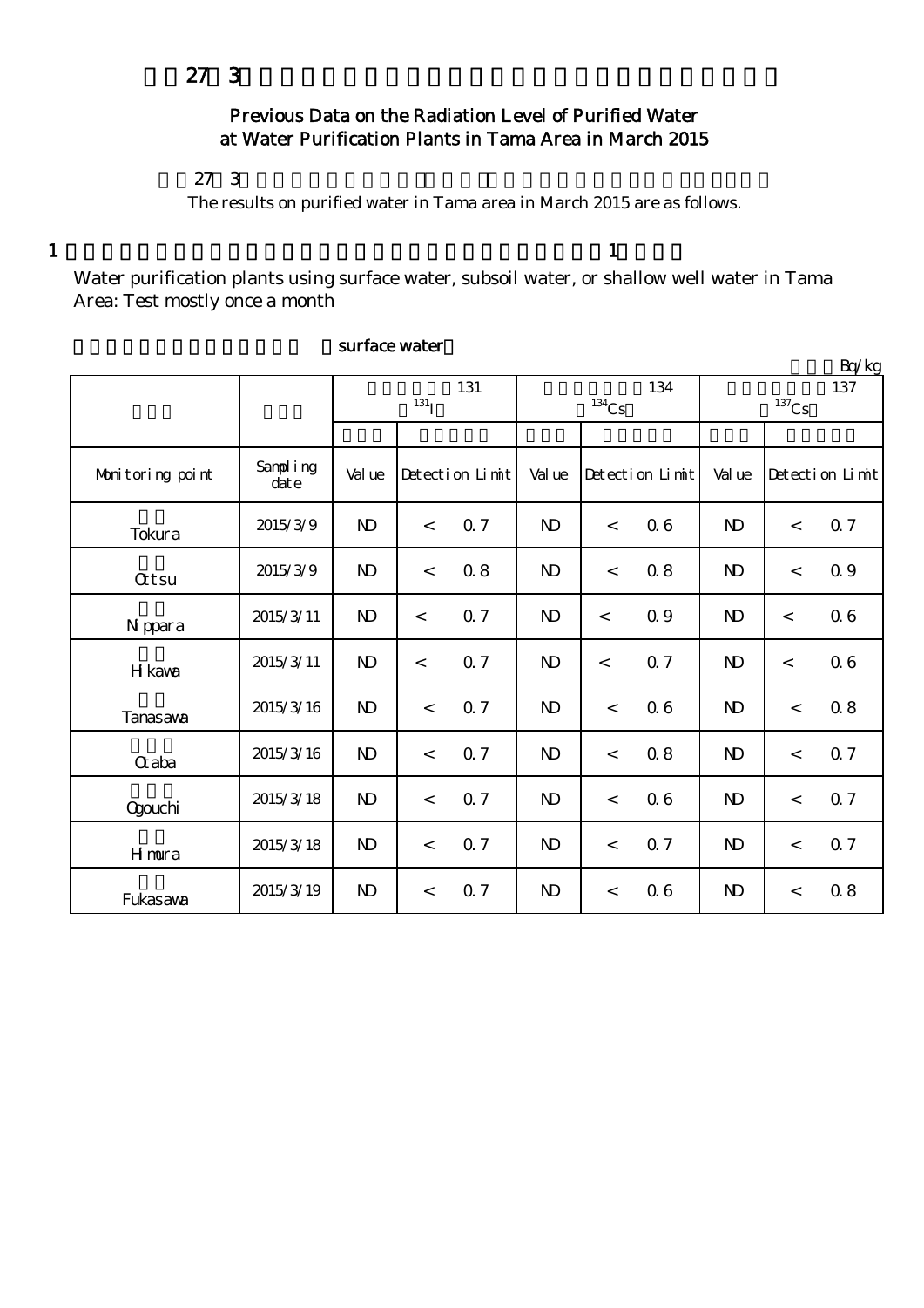# 27 3

## Previous Data on the Radiation Level of Purified Water at Water Purification Plants in Tama Area in March 2015

27 3

The results on purified water in Tama area in March 2015 are as follows.

1 1

Water purification plants using surface water, subsoil water, or shallow well water in Tama Area: Test mostly once a month

surface water

Bq/kg

| | | 131 $^{131}$I | | 134 $^{134}$Cs | | 137 $^{137}$Cs | |
|---|---|---|---|---|---|---|---|
| Monitoring point | Sampling date | Value | Detection Limit | Value | Detection Limit | Value | Detection Limit |
| Tokura | 2015/3/9 | ND | < 0.7 | ND | < 0.6 | ND | < 0.7 |
| Ottsu | 2015/3/9 | ND | < 0.8 | ND | < 0.8 | ND | < 0.9 |
| Nippara | 2015/3/11 | ND | < 0.7 | ND | < 0.9 | ND | < 0.6 |
| Hikawa | 2015/3/11 | ND | < 0.7 | ND | < 0.7 | ND | < 0.6 |
| Tanasawa | 2015/3/16 | ND | < 0.7 | ND | < 0.6 | ND | < 0.8 |
| Otaba | 2015/3/16 | ND | < 0.7 | ND | < 0.8 | ND | < 0.7 |
| Ogouchi | 2015/3/18 | ND | < 0.7 | ND | < 0.6 | ND | < 0.7 |
| Himura | 2015/3/18 | ND | < 0.7 | ND | < 0.7 | ND | < 0.7 |
| Fukasawa | 2015/3/19 | ND | < 0.7 | ND | < 0.6 | ND | < 0.8 |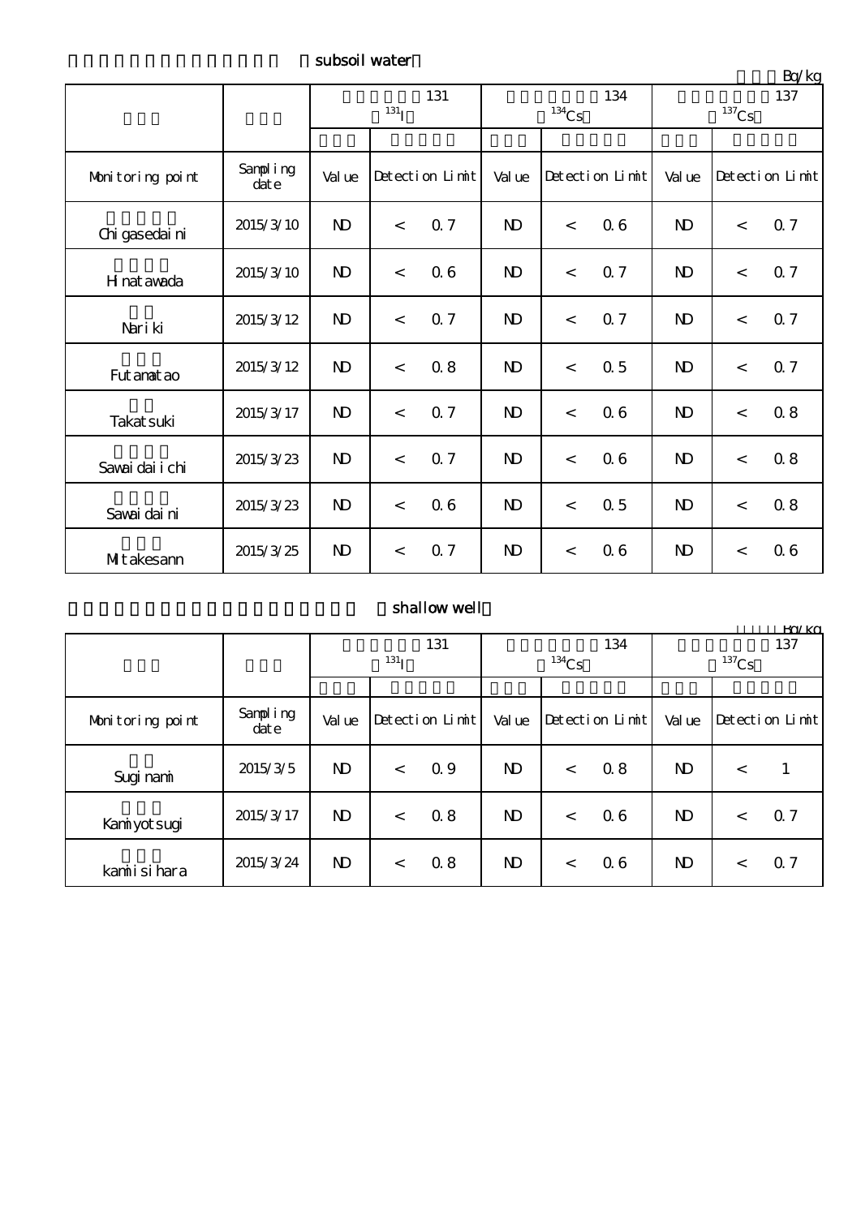（subsoil water）

Bq/kg

| | | 131 ($^{131}$I) | | 134 ($^{134}$Cs) | | 137 ($^{137}$Cs) | |
|---|---|---|---|---|---|---|---|
| Monitoring point | Sampling date | Value | Detection Limit | Value | Detection Limit | Value | Detection Limit |
| Chigasedaini | 2015/3/10 | ND | < 0.7 | ND | < 0.6 | ND | < 0.7 |
| Hinatawada | 2015/3/10 | ND | < 0.6 | ND | < 0.7 | ND | < 0.7 |
| Nariki | 2015/3/12 | ND | < 0.7 | ND | < 0.7 | ND | < 0.7 |
| Futamatao | 2015/3/12 | ND | < 0.8 | ND | < 0.5 | ND | < 0.7 |
| Takatsuki | 2015/3/17 | ND | < 0.7 | ND | < 0.6 | ND | < 0.8 |
| Sawaidaiichi | 2015/3/23 | ND | < 0.7 | ND | < 0.6 | ND | < 0.8 |
| Sawaidaini | 2015/3/23 | ND | < 0.6 | ND | < 0.5 | ND | < 0.8 |
| Mitakesann | 2015/3/25 | ND | < 0.7 | ND | < 0.6 | ND | < 0.6 |

（shallow well）

Bq/kg

| | | 131 ($^{131}$I) | | 134 ($^{134}$Cs) | | 137 ($^{137}$Cs) | |
|---|---|---|---|---|---|---|---|
| Monitoring point | Sampling date | Value | Detection Limit | Value | Detection Limit | Value | Detection Limit |
| Suginami | 2015/3/5 | ND | < 0.9 | ND | < 0.8 | ND | < 1 |
| Kamiyotsugi | 2015/3/17 | ND | < 0.8 | ND | < 0.6 | ND | < 0.7 |
| kamiisihara | 2015/3/24 | ND | < 0.8 | ND | < 0.6 | ND | < 0.7 |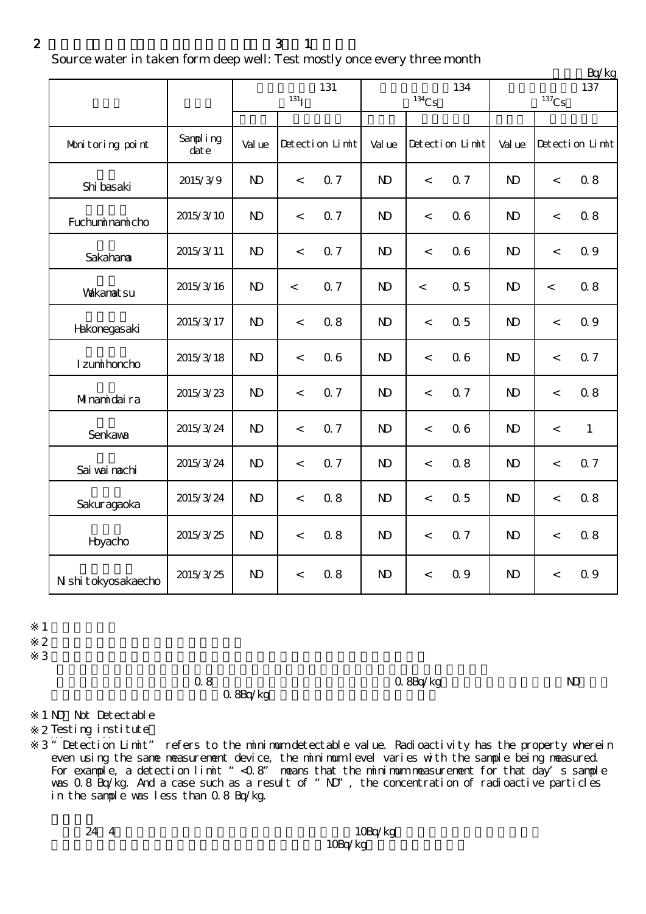2 3 1

Source water in taken form deep well: Test mostly once every three month

Bq/kg

| | | 131 $^{131}$I | | | 134 $^{134}$Cs | | | 137 $^{137}$Cs | | |
|---|---|---|---|---|---|---|---|---|---|---|
| Monitoring point | Sampling date | Value | Detection Limit | | Value | Detection Limit | | Value | Detection Limit | |
| Shibasaki | 2015/3/9 | ND | < | 0.7 | ND | < | 0.7 | ND | < | 0.8 |
| Fuchuminamicho | 2015/3/10 | ND | < | 0.7 | ND | < | 0.6 | ND | < | 0.8 |
| Sakahama | 2015/3/11 | ND | < | 0.7 | ND | < | 0.6 | ND | < | 0.9 |
| Wakamatsu | 2015/3/16 | ND | < | 0.7 | ND | < | 0.5 | ND | < | 0.8 |
| Hakonegasaki | 2015/3/17 | ND | < | 0.8 | ND | < | 0.5 | ND | < | 0.9 |
| Izumihoncho | 2015/3/18 | ND | < | 0.6 | ND | < | 0.6 | ND | < | 0.7 |
| Minamidaira | 2015/3/23 | ND | < | 0.7 | ND | < | 0.7 | ND | < | 0.8 |
| Senkawa | 2015/3/24 | ND | < | 0.7 | ND | < | 0.6 | ND | < | 1 |
| Saiwaimachi | 2015/3/24 | ND | < | 0.7 | ND | < | 0.8 | ND | < | 0.7 |
| Sakuragaoka | 2015/3/24 | ND | < | 0.8 | ND | < | 0.5 | ND | < | 0.8 |
| Hoyacho | 2015/3/25 | ND | < | 0.8 | ND | < | 0.7 | ND | < | 0.8 |
| Nishitokyosakaecho | 2015/3/25 | ND | < | 0.8 | ND | < | 0.9 | ND | < | 0.9 |

※1

※2

※3

0.8 0.8Bq/kg ND

0.8Bq/kg

※1 ND Not Detectable

※2 Testing institute

※3 "Detection Limit" refers to the minimum detectable value. Radioactivity has the property wherein even using the same measurement device, the minimum level varies with the sample being measured. For example, a detection limit "<0.8" means that the minimum measurement for that day's sample was 0.8 Bq/kg. And a case such as a result of "ND", the concentration of radioactive particles in the sample was less than 0.8 Bq/kg.

24 4 10Bq/kg

10Bq/kg